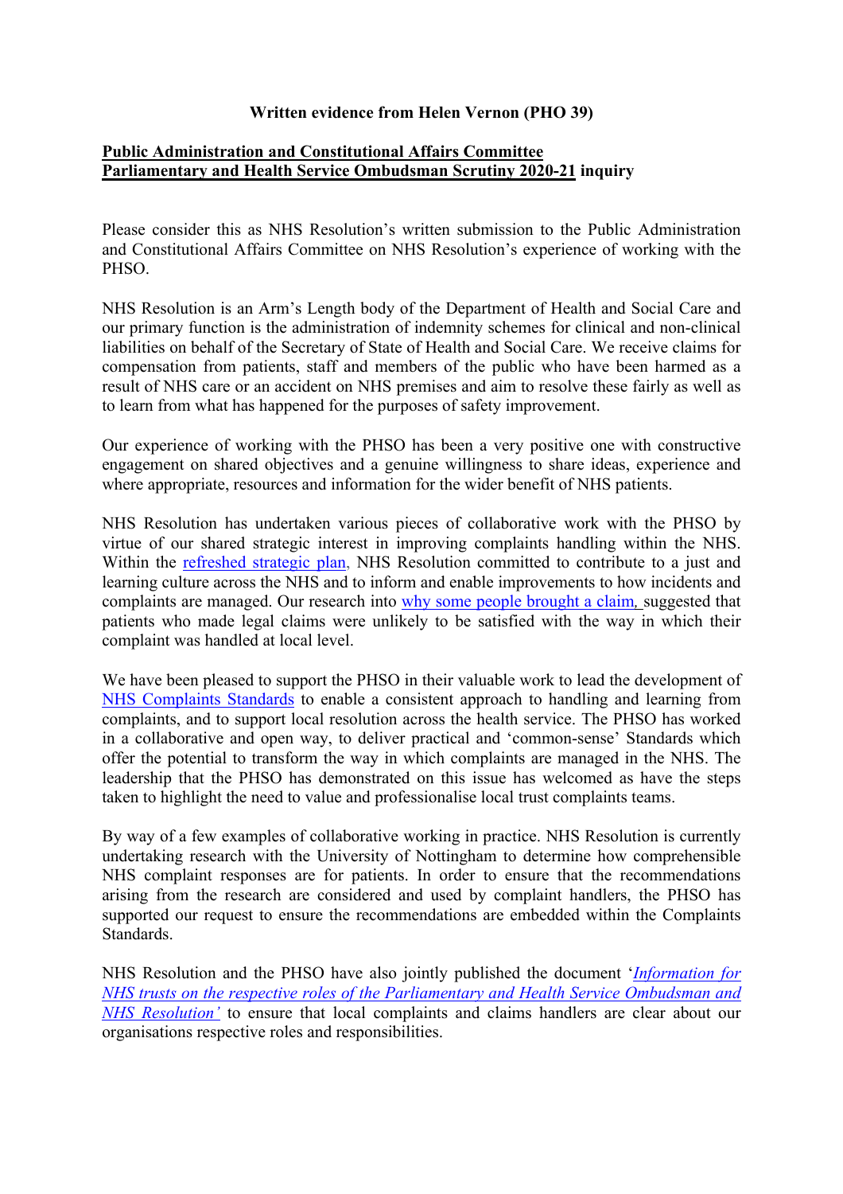**Written evidence from Helen Vernon (PHO 39)**

**Public Administration and Constitutional Affairs Committee**
**Parliamentary and Health Service Ombudsman Scrutiny 2020-21 inquiry**

Please consider this as NHS Resolution's written submission to the Public Administration and Constitutional Affairs Committee on NHS Resolution's experience of working with the PHSO.

NHS Resolution is an Arm's Length body of the Department of Health and Social Care and our primary function is the administration of indemnity schemes for clinical and non-clinical liabilities on behalf of the Secretary of State of Health and Social Care. We receive claims for compensation from patients, staff and members of the public who have been harmed as a result of NHS care or an accident on NHS premises and aim to resolve these fairly as well as to learn from what has happened for the purposes of safety improvement.

Our experience of working with the PHSO has been a very positive one with constructive engagement on shared objectives and a genuine willingness to share ideas, experience and where appropriate, resources and information for the wider benefit of NHS patients.

NHS Resolution has undertaken various pieces of collaborative work with the PHSO by virtue of our shared strategic interest in improving complaints handling within the NHS. Within the refreshed strategic plan, NHS Resolution committed to contribute to a just and learning culture across the NHS and to inform and enable improvements to how incidents and complaints are managed. Our research into why some people brought a claim, suggested that patients who made legal claims were unlikely to be satisfied with the way in which their complaint was handled at local level.

We have been pleased to support the PHSO in their valuable work to lead the development of NHS Complaints Standards to enable a consistent approach to handling and learning from complaints, and to support local resolution across the health service. The PHSO has worked in a collaborative and open way, to deliver practical and 'common-sense' Standards which offer the potential to transform the way in which complaints are managed in the NHS. The leadership that the PHSO has demonstrated on this issue has welcomed as have the steps taken to highlight the need to value and professionalise local trust complaints teams.

By way of a few examples of collaborative working in practice. NHS Resolution is currently undertaking research with the University of Nottingham to determine how comprehensible NHS complaint responses are for patients. In order to ensure that the recommendations arising from the research are considered and used by complaint handlers, the PHSO has supported our request to ensure the recommendations are embedded within the Complaints Standards.

NHS Resolution and the PHSO have also jointly published the document '*Information for NHS trusts on the respective roles of the Parliamentary and Health Service Ombudsman and NHS Resolution'* to ensure that local complaints and claims handlers are clear about our organisations respective roles and responsibilities.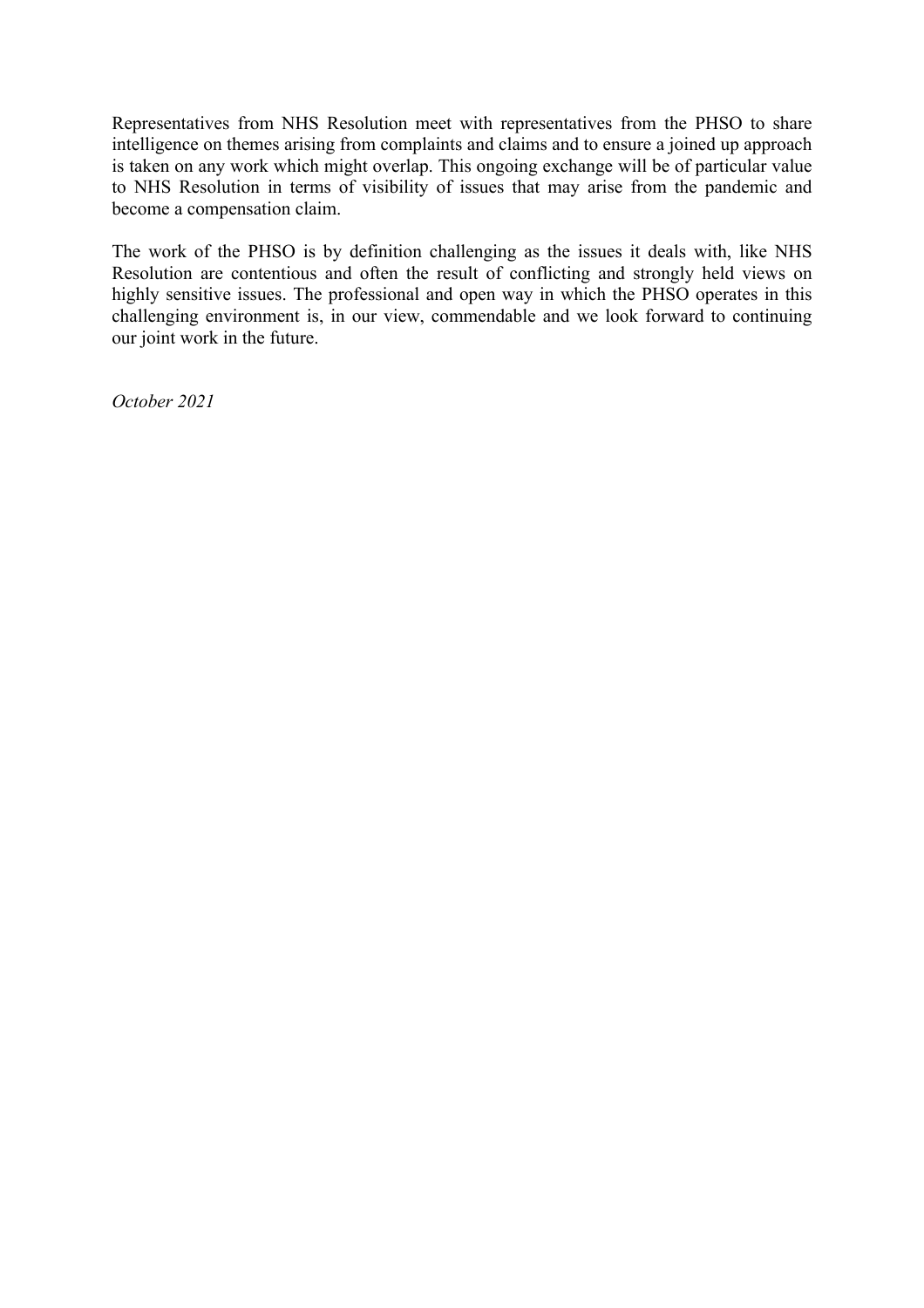Representatives from NHS Resolution meet with representatives from the PHSO to share intelligence on themes arising from complaints and claims and to ensure a joined up approach is taken on any work which might overlap. This ongoing exchange will be of particular value to NHS Resolution in terms of visibility of issues that may arise from the pandemic and become a compensation claim.

The work of the PHSO is by definition challenging as the issues it deals with, like NHS Resolution are contentious and often the result of conflicting and strongly held views on highly sensitive issues. The professional and open way in which the PHSO operates in this challenging environment is, in our view, commendable and we look forward to continuing our joint work in the future.

*October 2021*